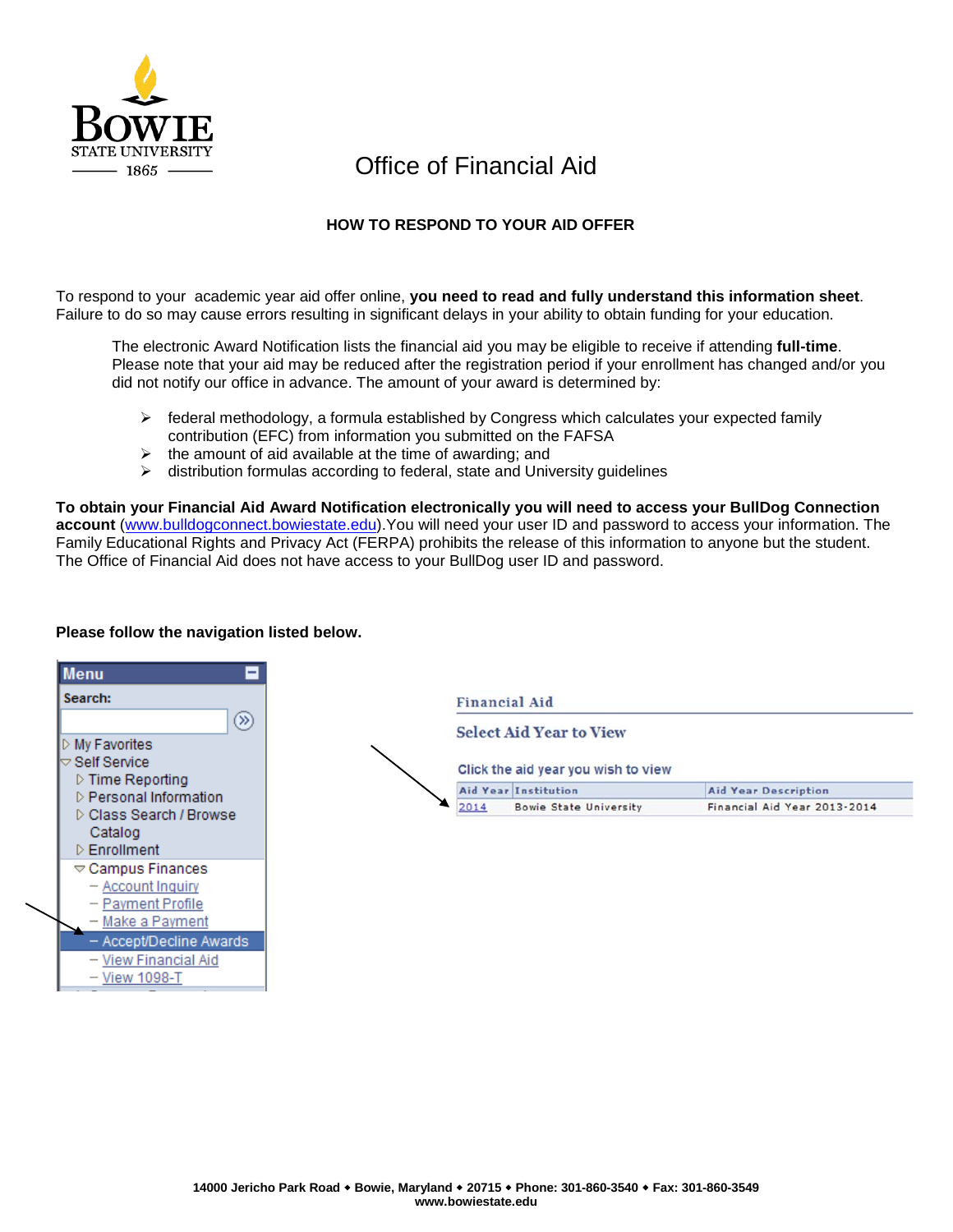# Office of Financial Aid

## HOW TO RESPOND TO YOUR AID OFFER

To respond to your academic year aid offer online, **you need to read and fully understand this information sheet**. Failure to do so may cause errors resulting in significant delays in your ability to obtain funding for your education.

> The electronic Award Notification lists the financial aid you may be eligible to receive if attending **full-time**. Please note that your aid may be reduced after the registration period if your enrollment has changed and/or you did not notify our office in advance. The amount of your award is determined by:
>
> - federal methodology, a formula established by Congress which calculates your expected family contribution (EFC) from information you submitted on the FAFSA
> - the amount of aid available at the time of awarding; and
> - distribution formulas according to federal, state and University guidelines

**To obtain your Financial Aid Award Notification electronically you will need to access your BullDog Connection account** (www.bulldogconnect.bowiestate.edu).You will need your user ID and password to access your information. The Family Educational Rights and Privacy Act (FERPA) prohibits the release of this information to anyone but the student. The Office of Financial Aid does not have access to your BullDog user ID and password.

**Please follow the navigation listed below.**

**Menu**

Search:

- My Favorites
- Self Service
  - Time Reporting
  - Personal Information
  - Class Search / Browse Catalog
  - Enrollment
  - Campus Finances
    - Account Inquiry
    - Payment Profile
    - Make a Payment
    - Accept/Decline Awards
    - View Financial Aid
    - View 1098-T

**Financial Aid**

**Select Aid Year to View**

Click the aid year you wish to view

| Aid Year | Institution | Aid Year Description |
| --- | --- | --- |
| 2014 | Bowie State University | Financial Aid Year 2013-2014 |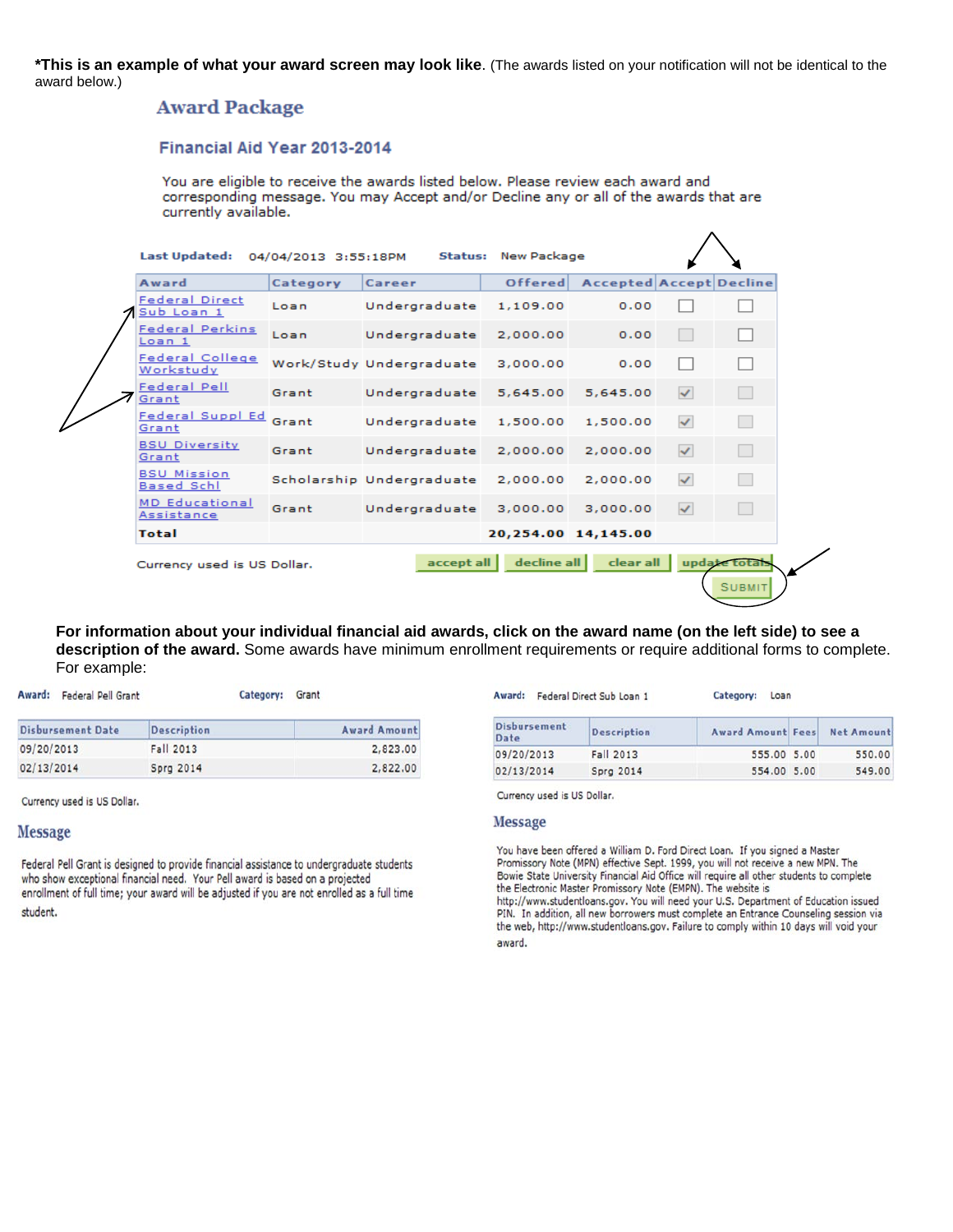**\*This is an example of what your award screen may look like**. (The awards listed on your notification will not be identical to the award below.)

## Award Package

### Financial Aid Year 2013-2014

You are eligible to receive the awards listed below. Please review each award and corresponding message. You may Accept and/or Decline any or all of the awards that are currently available.

**Last Updated:** 04/04/2013 3:55:18PM **Status:** New Package

| Award | Category | Career | Offered | Accepted | Accept | Decline |
|---|---|---|---|---|---|---|
| Federal Direct Sub Loan 1 | Loan | Undergraduate | 1,109.00 | 0.00 | ☐ | ☐ |
| Federal Perkins Loan 1 | Loan | Undergraduate | 2,000.00 | 0.00 | ☐ | ☐ |
| Federal College Workstudy | Work/Study | Undergraduate | 3,000.00 | 0.00 | ☐ | ☐ |
| Federal Pell Grant | Grant | Undergraduate | 5,645.00 | 5,645.00 | ☑ | ☐ |
| Federal Suppl Ed Grant | Grant | Undergraduate | 1,500.00 | 1,500.00 | ☑ | ☐ |
| BSU Diversity Grant | Grant | Undergraduate | 2,000.00 | 2,000.00 | ☑ | ☐ |
| BSU Mission Based Schl | Scholarship | Undergraduate | 2,000.00 | 2,000.00 | ☑ | ☐ |
| MD Educational Assistance | Grant | Undergraduate | 3,000.00 | 3,000.00 | ☑ | ☐ |
| **Total** | | | **20,254.00** | **14,145.00** | | |

Currency used is US Dollar.

accept all | decline all | clear all | update totals

SUBMIT

**For information about your individual financial aid awards, click on the award name (on the left side) to see a description of the award.** Some awards have minimum enrollment requirements or require additional forms to complete. For example:

**Award:** Federal Pell Grant **Category:** Grant

| Disbursement Date | Description | Award Amount |
|---|---|---|
| 09/20/2013 | Fall 2013 | 2,823.00 |
| 02/13/2014 | Sprg 2014 | 2,822.00 |

Currency used is US Dollar.

### Message

Federal Pell Grant is designed to provide financial assistance to undergraduate students who show exceptional financial need. Your Pell award is based on a projected enrollment of full time; your award will be adjusted if you are not enrolled as a full time student.

**Award:** Federal Direct Sub Loan 1 **Category:** Loan

| Disbursement Date | Description | Award Amount | Fees | Net Amount |
|---|---|---|---|---|
| 09/20/2013 | Fall 2013 | 555.00 | 5.00 | 550.00 |
| 02/13/2014 | Sprg 2014 | 554.00 | 5.00 | 549.00 |

Currency used is US Dollar.

### Message

You have been offered a William D. Ford Direct Loan. If you signed a Master Promissory Note (MPN) effective Sept. 1999, you will not receive a new MPN. The Bowie State University Financial Aid Office will require all other students to complete the Electronic Master Promissory Note (EMPN). The website is http://www.studentloans.gov. You will need your U.S. Department of Education issued PIN. In addition, all new borrowers must complete an Entrance Counseling session via the web, http://www.studentloans.gov. Failure to comply within 10 days will void your award.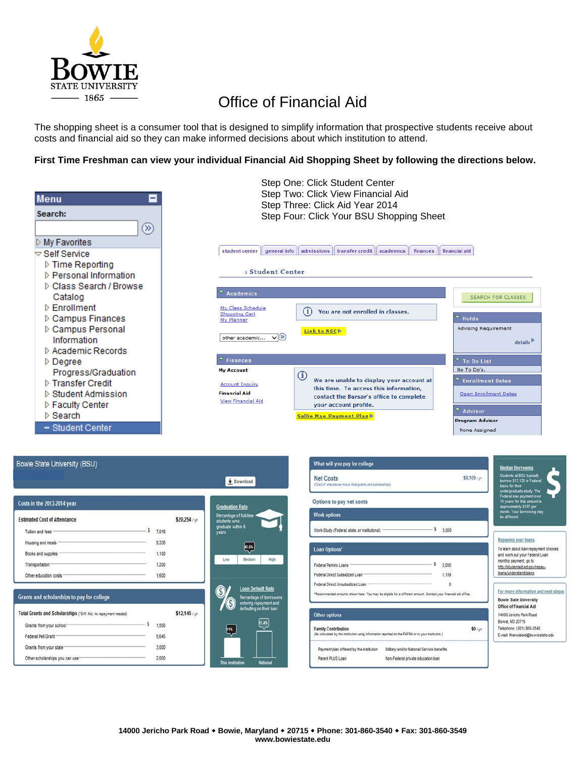**BOWIE STATE UNIVERSITY**
1865

# Office of Financial Aid

The shopping sheet is a consumer tool that is designed to simplify information that prospective students receive about costs and financial aid so they can make informed decisions about which institution to attend.

**First Time Freshman can view your individual Financial Aid Shopping Sheet by following the directions below.**

Step One: Click Student Center
Step Two: Click View Financial Aid
Step Three: Click Aid Year 2014
Step Four: Click Your BSU Shopping Sheet

**Menu**

Search:

- My Favorites
- Self Service
  - Time Reporting
  - Personal Information
  - Class Search / Browse Catalog
  - Enrollment
  - Campus Finances
  - Campus Personal Information
  - Academic Records
  - Degree Progress/Graduation
  - Transfer Credit
  - Student Admission
  - Faculty Center
  - Search
  - Student Center

student center | general info | admissions | transfer credit | academics | finances | financial aid

**Student Center**

**Academics**

My Class Schedule
Shopping Cart
My Planner

You are not enrolled in classes.

Link to NSC

other academic...

**Finances**

My Account

Account Inquiry

Financial Aid

View Financial Aid

We are unable to display your account at this time. To access this information, contact the Bursar's office to complete your account profile.

Sallie Mae Payment Plan

SEARCH FOR CLASSES

**Holds**

Advising Requirement

details

**To Do List**

No To Do's.

**Enrollment Dates**

Open Enrollment Dates

**Advisor**

Program Advisor

None Assigned

**Bowie State University (BSU)**

Download

**Costs in the 2013-2014 year**

| Estimated Cost of Attendance | $20,254 / yr |
|---|---|
| Tuition and fees | $ 7,018 |
| Housing and meals | 9,336 |
| Books and supplies | 1,100 |
| Transportation | 1,200 |
| Other education costs | 1,600 |

**Grants and scholarships to pay for college**

| Total Grants and Scholarships ("Gift" Aid; no repayment needed) | $12,145 / yr |
|---|---|
| Grants from your school | $ 1,500 |
| Federal Pell Grant | 5,645 |
| Grants from your state | 3,000 |
| Other scholarships you can use | 2,000 |

**Graduation Rate**

Percentage of full-time students who graduate within 6 years

40.6%

Low | Medium | High

**Loan Default Rate**

Percentage of borrowers entering repayment and defaulting on their loan

11% — This institution
13.4% — National

**What will you pay for college**

| Net Costs (Cost of attendance minus total grants and scholarships) | $8,109 / yr |
|---|---|

**Options to pay net costs**

**Work options**

| Work-Study (Federal, state, or institutional) | $ 3,000 |
|---|---|

**Loan Options***

| Federal Perkins Loans | $ 2,000 |
|---|---|
| Federal Direct Subsidized Loan | 1,139 |
| Federal Direct Unsubsidized Loan | 0 |

*Recommended amounts shown here. You may be eligible for a different amount. Contact your financial aid office.

**Other options**

| Family Contribution (As calculated by the institution using information reported on the FAFSA or to your institution.) | $0 / yr |
|---|---|

Payment plan offered by the institution — Military and/or National Service benefits
Parent PLUS Loan — Non-Federal private education loan

**Median Borrowing**

Students at BSU typically borrow $17,125 in Federal loans for their undergraduate study. The Federal loan payment over 10 years for this amount is approximately $197 per month. Your borrowing may be different.

**Repaying your loans**

To learn about loan repayment choices and work out your Federal Loan monthly payment, go to: http://studentaid.ed.gov/repay-loans/understand/plans

**For more information and next steps:**

Bowie State University
Office of Financial Aid
14000 Jericho Park Road
Bowie, MD 20715
Telephone: (301) 860-3540
E-mail: financialaid@bowiestate.edu

**14000 Jericho Park Road ◆ Bowie, Maryland ◆ 20715 ◆ Phone: 301-860-3540 ◆ Fax: 301-860-3549**
**www.bowiestate.edu**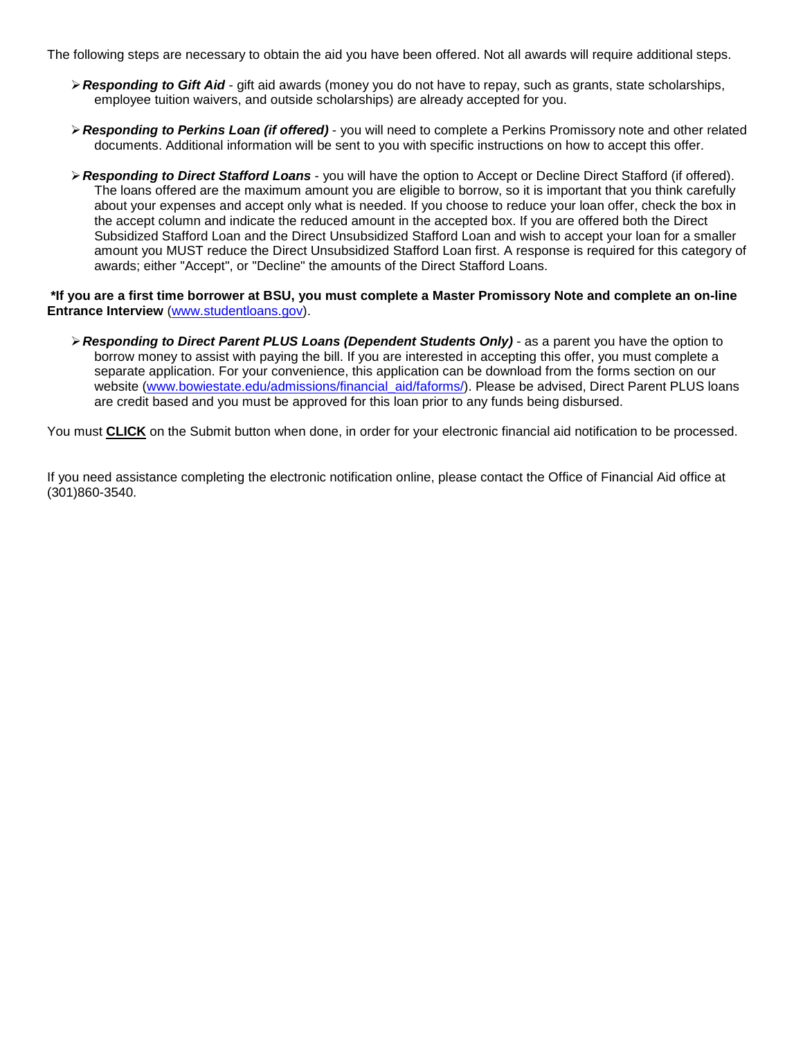The following steps are necessary to obtain the aid you have been offered. Not all awards will require additional steps.

- ***Responding to Gift Aid*** - gift aid awards (money you do not have to repay, such as grants, state scholarships, employee tuition waivers, and outside scholarships) are already accepted for you.

- ***Responding to Perkins Loan (if offered)*** - you will need to complete a Perkins Promissory note and other related documents. Additional information will be sent to you with specific instructions on how to accept this offer.

- ***Responding to Direct Stafford Loans*** - you will have the option to Accept or Decline Direct Stafford (if offered). The loans offered are the maximum amount you are eligible to borrow, so it is important that you think carefully about your expenses and accept only what is needed. If you choose to reduce your loan offer, check the box in the accept column and indicate the reduced amount in the accepted box. If you are offered both the Direct Subsidized Stafford Loan and the Direct Unsubsidized Stafford Loan and wish to accept your loan for a smaller amount you MUST reduce the Direct Unsubsidized Stafford Loan first. A response is required for this category of awards; either "Accept", or "Decline" the amounts of the Direct Stafford Loans.

**\*If you are a first time borrower at BSU, you must complete a Master Promissory Note and complete an on-line Entrance Interview** ([www.studentloans.gov](www.studentloans.gov)).

- ***Responding to Direct Parent PLUS Loans (Dependent Students Only)*** - as a parent you have the option to borrow money to assist with paying the bill. If you are interested in accepting this offer, you must complete a separate application. For your convenience, this application can be download from the forms section on our website ([www.bowiestate.edu/admissions/financial_aid/faforms/](www.bowiestate.edu/admissions/financial_aid/faforms/)). Please be advised, Direct Parent PLUS loans are credit based and you must be approved for this loan prior to any funds being disbursed.

You must **CLICK** on the Submit button when done, in order for your electronic financial aid notification to be processed.

If you need assistance completing the electronic notification online, please contact the Office of Financial Aid office at (301)860-3540.